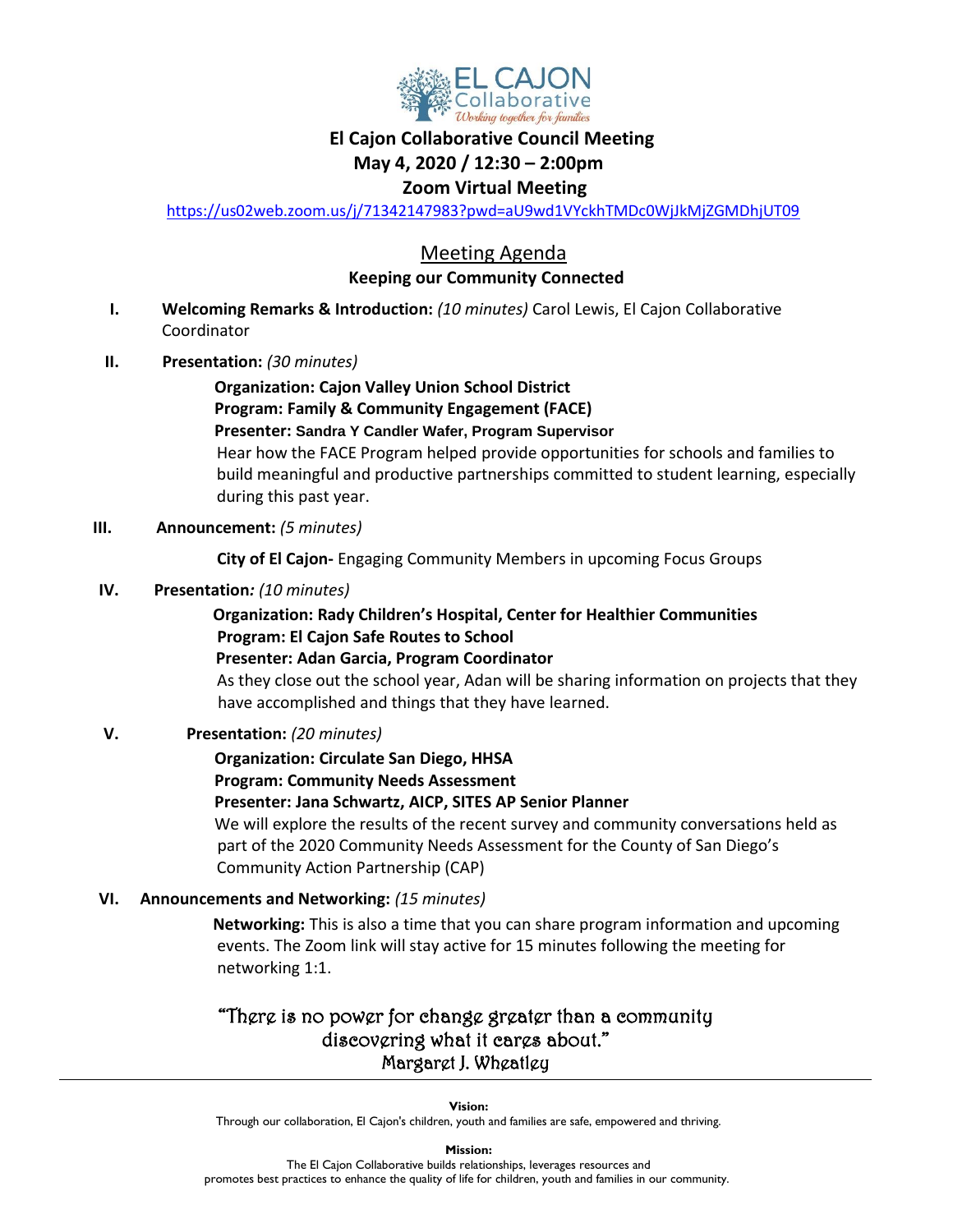EL CAJON Collaborative
*Working together for families*

# El Cajon Collaborative Council Meeting

## May 4, 2020 / 12:30 – 2:00pm

## Zoom Virtual Meeting

https://us02web.zoom.us/j/71342147983?pwd=aU9wd1VYckhTMDc0WjJkMjZGMDhjUT09

## Meeting Agenda

**Keeping our Community Connected**

**I. Welcoming Remarks & Introduction:** *(10 minutes)* Carol Lewis, El Cajon Collaborative Coordinator

**II. Presentation:** *(30 minutes)*

**Organization: Cajon Valley Union School District**
**Program: Family & Community Engagement (FACE)**
**Presenter: Sandra Y Candler Wafer, Program Supervisor**
Hear how the FACE Program helped provide opportunities for schools and families to build meaningful and productive partnerships committed to student learning, especially during this past year.

**III. Announcement:** *(5 minutes)*

**City of El Cajon-** Engaging Community Members in upcoming Focus Groups

**IV. Presentation:** *(10 minutes)*

**Organization: Rady Children's Hospital, Center for Healthier Communities**
**Program: El Cajon Safe Routes to School**
**Presenter: Adan Garcia, Program Coordinator**
As they close out the school year, Adan will be sharing information on projects that they have accomplished and things that they have learned.

**V. Presentation:** *(20 minutes)*

**Organization: Circulate San Diego, HHSA**
**Program: Community Needs Assessment**
**Presenter: Jana Schwartz, AICP, SITES AP Senior Planner**
We will explore the results of the recent survey and community conversations held as part of the 2020 Community Needs Assessment for the County of San Diego's Community Action Partnership (CAP)

**VI. Announcements and Networking:** *(15 minutes)*

**Networking:** This is also a time that you can share program information and upcoming events. The Zoom link will stay active for 15 minutes following the meeting for networking 1:1.

"There is no power for change greater than a community discovering what it cares about."
Margaret J. Wheatley

---

**Vision:**
Through our collaboration, El Cajon's children, youth and families are safe, empowered and thriving.

**Mission:**
The El Cajon Collaborative builds relationships, leverages resources and promotes best practices to enhance the quality of life for children, youth and families in our community.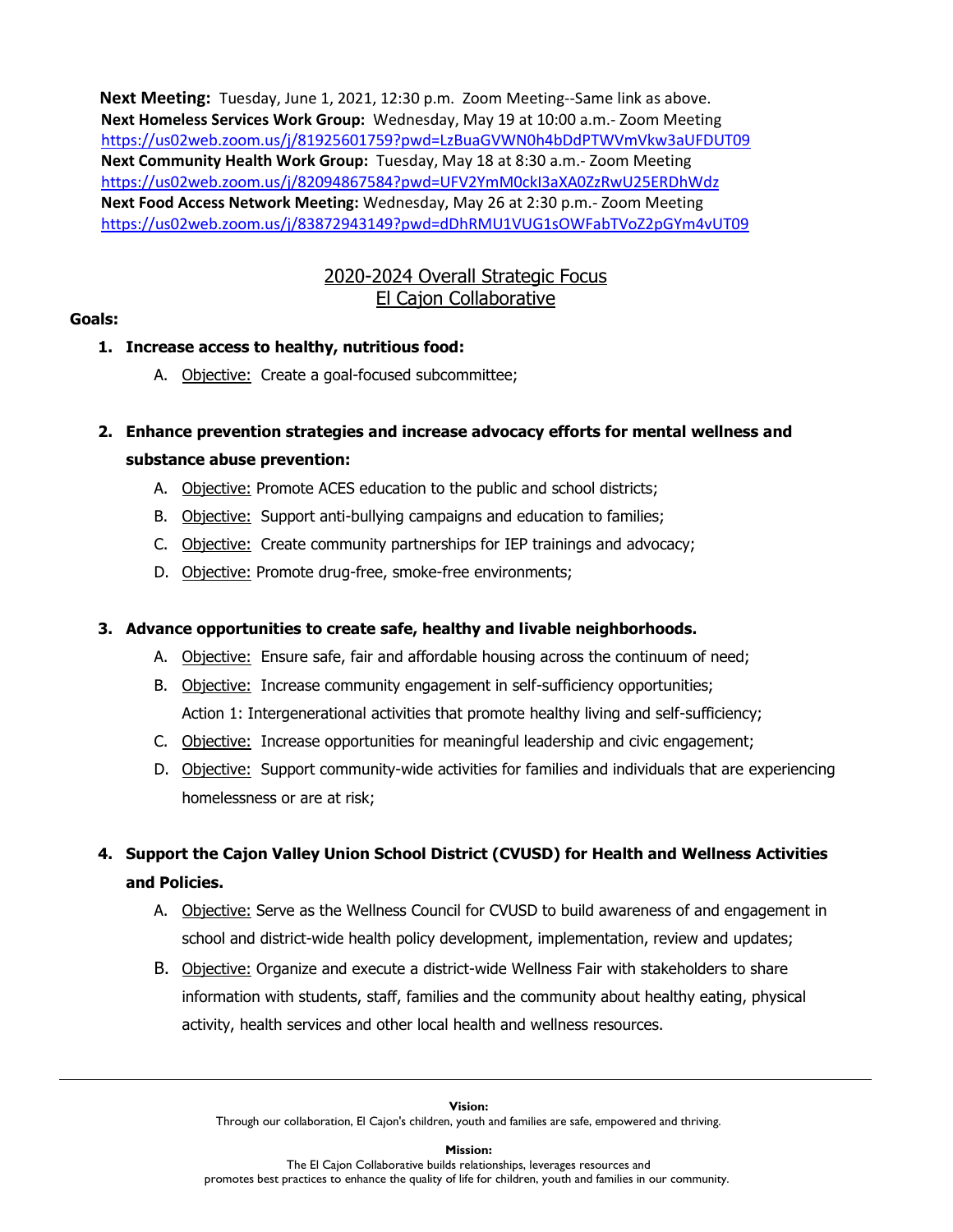**Next Meeting:** Tuesday, June 1, 2021, 12:30 p.m. Zoom Meeting--Same link as above.
**Next Homeless Services Work Group:** Wednesday, May 19 at 10:00 a.m.- Zoom Meeting
https://us02web.zoom.us/j/81925601759?pwd=LzBuaGVWN0h4bDdPTWVmVkw3aUFDUT09
**Next Community Health Work Group:** Tuesday, May 18 at 8:30 a.m.- Zoom Meeting
https://us02web.zoom.us/j/82094867584?pwd=UFV2YmM0ckI3aXA0ZzRwU25ERDhWdz
**Next Food Access Network Meeting:** Wednesday, May 26 at 2:30 p.m.- Zoom Meeting
https://us02web.zoom.us/j/83872943149?pwd=dDhRMU1VUG1sOWFabTVoZ2pGYm4vUT09

## 2020-2024 Overall Strategic Focus
## El Cajon Collaborative

**Goals:**

1. **Increase access to healthy, nutritious food:**
   A. Objective: Create a goal-focused subcommittee;

2. **Enhance prevention strategies and increase advocacy efforts for mental wellness and substance abuse prevention:**
   A. Objective: Promote ACES education to the public and school districts;
   B. Objective: Support anti-bullying campaigns and education to families;
   C. Objective: Create community partnerships for IEP trainings and advocacy;
   D. Objective: Promote drug-free, smoke-free environments;

3. **Advance opportunities to create safe, healthy and livable neighborhoods.**
   A. Objective: Ensure safe, fair and affordable housing across the continuum of need;
   B. Objective: Increase community engagement in self-sufficiency opportunities;
   Action 1: Intergenerational activities that promote healthy living and self-sufficiency;
   C. Objective: Increase opportunities for meaningful leadership and civic engagement;
   D. Objective: Support community-wide activities for families and individuals that are experiencing homelessness or are at risk;

4. **Support the Cajon Valley Union School District (CVUSD) for Health and Wellness Activities and Policies.**
   A. Objective: Serve as the Wellness Council for CVUSD to build awareness of and engagement in school and district-wide health policy development, implementation, review and updates;
   B. Objective: Organize and execute a district-wide Wellness Fair with stakeholders to share information with students, staff, families and the community about healthy eating, physical activity, health services and other local health and wellness resources.

---

**Vision:**
Through our collaboration, El Cajon's children, youth and families are safe, empowered and thriving.

**Mission:**
The El Cajon Collaborative builds relationships, leverages resources and promotes best practices to enhance the quality of life for children, youth and families in our community.